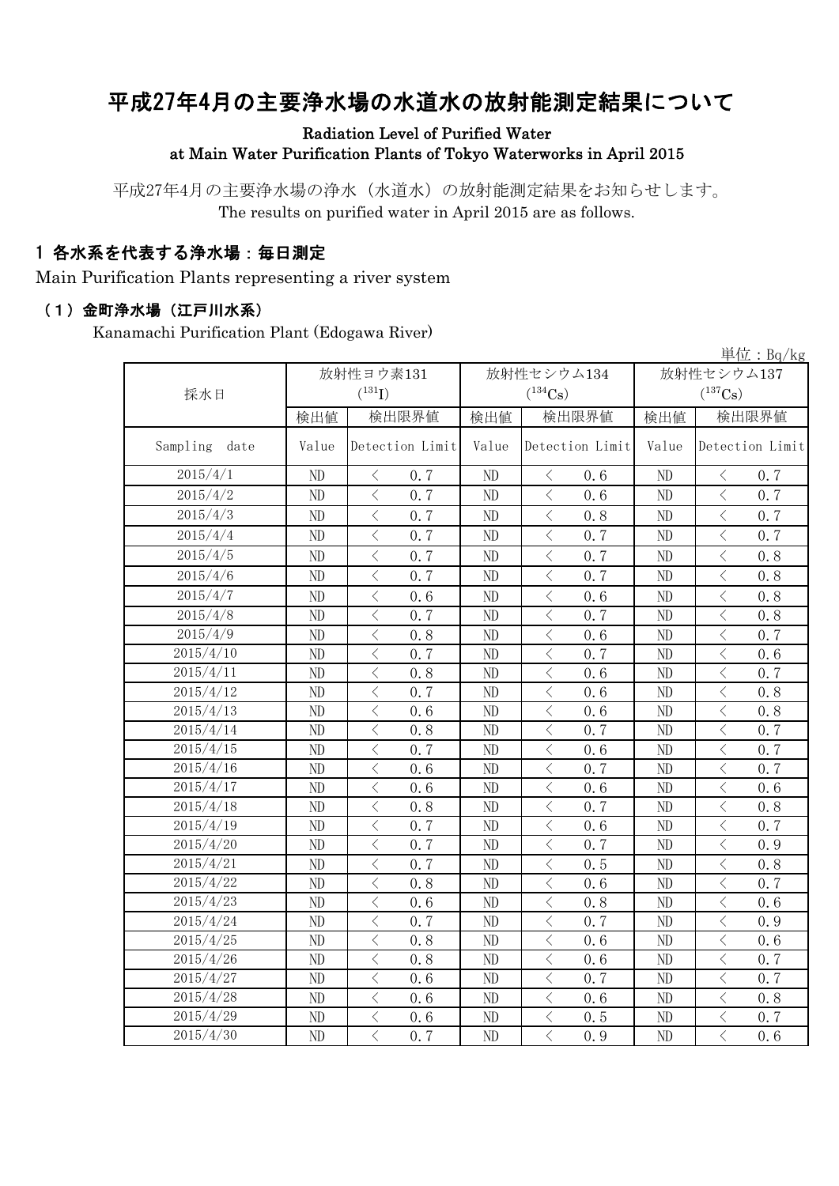# 平成27年4月の主要浄水場の水道水の放射能測定結果について

Radiation Level of Purified Water
at Main Water Purification Plants of Tokyo Waterworks in April 2015

平成27年4月の主要浄水場の浄水（水道水）の放射能測定結果をお知らせします。
The results on purified water in April 2015 are as follows.

## 1 各水系を代表する浄水場：毎日測定

Main Purification Plants representing a river system

### （1）金町浄水場（江戸川水系）

Kanamachi Purification Plant (Edogawa River)

単位：Bq/kg

| 採水日 | 放射性ヨウ素131 ($^{131}I$) | | 放射性セシウム134 ($^{134}Cs$) | | 放射性セシウム137 ($^{137}Cs$) | |
|---|---|---|---|---|---|---|
| | 検出値 | 検出限界値 | 検出値 | 検出限界値 | 検出値 | 検出限界値 |
| Sampling date | Value | Detection Limit | Value | Detection Limit | Value | Detection Limit |
| 2015/4/1 | ND | ＜ 0.7 | ND | ＜ 0.6 | ND | ＜ 0.7 |
| 2015/4/2 | ND | ＜ 0.7 | ND | ＜ 0.6 | ND | ＜ 0.7 |
| 2015/4/3 | ND | ＜ 0.7 | ND | ＜ 0.8 | ND | ＜ 0.7 |
| 2015/4/4 | ND | ＜ 0.7 | ND | ＜ 0.7 | ND | ＜ 0.7 |
| 2015/4/5 | ND | ＜ 0.7 | ND | ＜ 0.7 | ND | ＜ 0.8 |
| 2015/4/6 | ND | ＜ 0.7 | ND | ＜ 0.7 | ND | ＜ 0.8 |
| 2015/4/7 | ND | ＜ 0.6 | ND | ＜ 0.6 | ND | ＜ 0.8 |
| 2015/4/8 | ND | ＜ 0.7 | ND | ＜ 0.7 | ND | ＜ 0.8 |
| 2015/4/9 | ND | ＜ 0.8 | ND | ＜ 0.6 | ND | ＜ 0.7 |
| 2015/4/10 | ND | ＜ 0.7 | ND | ＜ 0.7 | ND | ＜ 0.6 |
| 2015/4/11 | ND | ＜ 0.8 | ND | ＜ 0.6 | ND | ＜ 0.7 |
| 2015/4/12 | ND | ＜ 0.7 | ND | ＜ 0.6 | ND | ＜ 0.8 |
| 2015/4/13 | ND | ＜ 0.6 | ND | ＜ 0.6 | ND | ＜ 0.8 |
| 2015/4/14 | ND | ＜ 0.8 | ND | ＜ 0.7 | ND | ＜ 0.7 |
| 2015/4/15 | ND | ＜ 0.7 | ND | ＜ 0.6 | ND | ＜ 0.7 |
| 2015/4/16 | ND | ＜ 0.6 | ND | ＜ 0.7 | ND | ＜ 0.7 |
| 2015/4/17 | ND | ＜ 0.6 | ND | ＜ 0.6 | ND | ＜ 0.6 |
| 2015/4/18 | ND | ＜ 0.8 | ND | ＜ 0.7 | ND | ＜ 0.8 |
| 2015/4/19 | ND | ＜ 0.7 | ND | ＜ 0.6 | ND | ＜ 0.7 |
| 2015/4/20 | ND | ＜ 0.7 | ND | ＜ 0.7 | ND | ＜ 0.9 |
| 2015/4/21 | ND | ＜ 0.7 | ND | ＜ 0.5 | ND | ＜ 0.8 |
| 2015/4/22 | ND | ＜ 0.8 | ND | ＜ 0.6 | ND | ＜ 0.7 |
| 2015/4/23 | ND | ＜ 0.6 | ND | ＜ 0.8 | ND | ＜ 0.6 |
| 2015/4/24 | ND | ＜ 0.7 | ND | ＜ 0.7 | ND | ＜ 0.9 |
| 2015/4/25 | ND | ＜ 0.8 | ND | ＜ 0.6 | ND | ＜ 0.6 |
| 2015/4/26 | ND | ＜ 0.8 | ND | ＜ 0.6 | ND | ＜ 0.7 |
| 2015/4/27 | ND | ＜ 0.6 | ND | ＜ 0.7 | ND | ＜ 0.7 |
| 2015/4/28 | ND | ＜ 0.6 | ND | ＜ 0.6 | ND | ＜ 0.8 |
| 2015/4/29 | ND | ＜ 0.6 | ND | ＜ 0.5 | ND | ＜ 0.7 |
| 2015/4/30 | ND | ＜ 0.7 | ND | ＜ 0.9 | ND | ＜ 0.6 |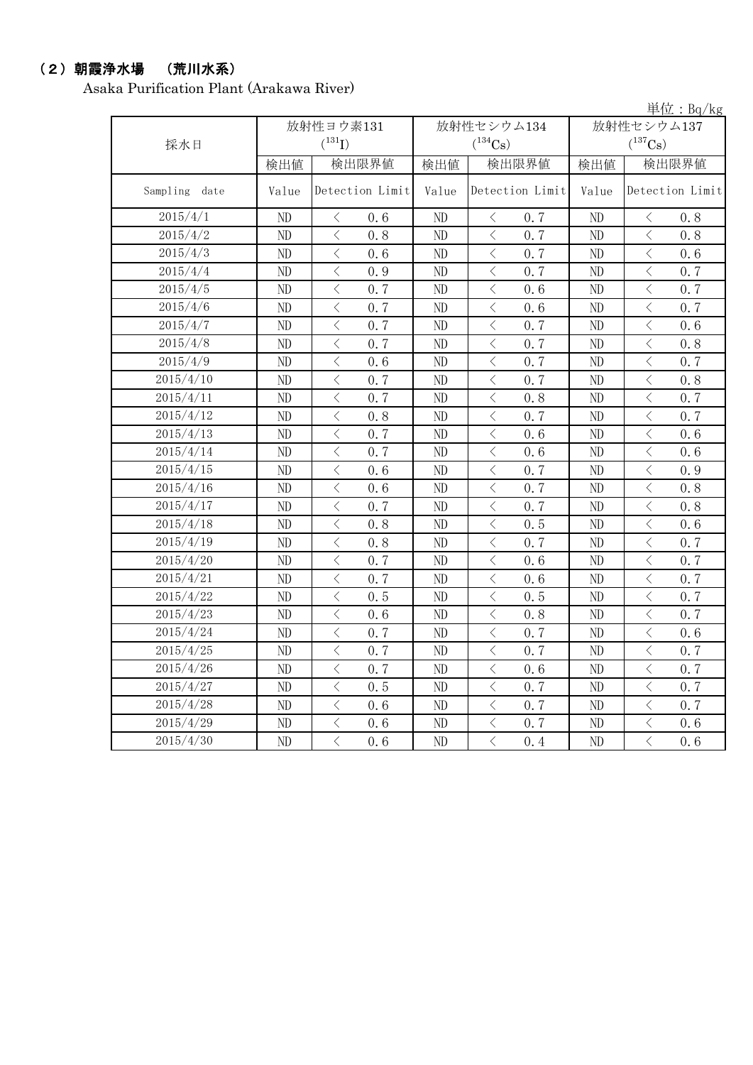## （2）朝霞浄水場　（荒川水系）

Asaka Purification Plant (Arakawa River)

単位：Bq/kg

| 採水日 | 放射性ヨウ素131 ($^{131}I$) | | 放射性セシウム134 ($^{134}Cs$) | | 放射性セシウム137 ($^{137}Cs$) | |
|---|---|---|---|---|---|---|
| | 検出値 | 検出限界値 | 検出値 | 検出限界値 | 検出値 | 検出限界値 |
| Sampling date | Value | Detection Limit | Value | Detection Limit | Value | Detection Limit |
| 2015/4/1 | ND | ＜ 0.6 | ND | ＜ 0.7 | ND | ＜ 0.8 |
| 2015/4/2 | ND | ＜ 0.8 | ND | ＜ 0.7 | ND | ＜ 0.8 |
| 2015/4/3 | ND | ＜ 0.6 | ND | ＜ 0.7 | ND | ＜ 0.6 |
| 2015/4/4 | ND | ＜ 0.9 | ND | ＜ 0.7 | ND | ＜ 0.7 |
| 2015/4/5 | ND | ＜ 0.7 | ND | ＜ 0.6 | ND | ＜ 0.7 |
| 2015/4/6 | ND | ＜ 0.7 | ND | ＜ 0.6 | ND | ＜ 0.7 |
| 2015/4/7 | ND | ＜ 0.7 | ND | ＜ 0.7 | ND | ＜ 0.6 |
| 2015/4/8 | ND | ＜ 0.7 | ND | ＜ 0.7 | ND | ＜ 0.8 |
| 2015/4/9 | ND | ＜ 0.6 | ND | ＜ 0.7 | ND | ＜ 0.7 |
| 2015/4/10 | ND | ＜ 0.7 | ND | ＜ 0.7 | ND | ＜ 0.8 |
| 2015/4/11 | ND | ＜ 0.7 | ND | ＜ 0.8 | ND | ＜ 0.7 |
| 2015/4/12 | ND | ＜ 0.8 | ND | ＜ 0.7 | ND | ＜ 0.7 |
| 2015/4/13 | ND | ＜ 0.7 | ND | ＜ 0.6 | ND | ＜ 0.6 |
| 2015/4/14 | ND | ＜ 0.7 | ND | ＜ 0.6 | ND | ＜ 0.6 |
| 2015/4/15 | ND | ＜ 0.6 | ND | ＜ 0.7 | ND | ＜ 0.9 |
| 2015/4/16 | ND | ＜ 0.6 | ND | ＜ 0.7 | ND | ＜ 0.8 |
| 2015/4/17 | ND | ＜ 0.7 | ND | ＜ 0.7 | ND | ＜ 0.8 |
| 2015/4/18 | ND | ＜ 0.8 | ND | ＜ 0.5 | ND | ＜ 0.6 |
| 2015/4/19 | ND | ＜ 0.8 | ND | ＜ 0.7 | ND | ＜ 0.7 |
| 2015/4/20 | ND | ＜ 0.7 | ND | ＜ 0.6 | ND | ＜ 0.7 |
| 2015/4/21 | ND | ＜ 0.7 | ND | ＜ 0.6 | ND | ＜ 0.7 |
| 2015/4/22 | ND | ＜ 0.5 | ND | ＜ 0.5 | ND | ＜ 0.7 |
| 2015/4/23 | ND | ＜ 0.6 | ND | ＜ 0.8 | ND | ＜ 0.7 |
| 2015/4/24 | ND | ＜ 0.7 | ND | ＜ 0.7 | ND | ＜ 0.6 |
| 2015/4/25 | ND | ＜ 0.7 | ND | ＜ 0.7 | ND | ＜ 0.7 |
| 2015/4/26 | ND | ＜ 0.7 | ND | ＜ 0.6 | ND | ＜ 0.7 |
| 2015/4/27 | ND | ＜ 0.5 | ND | ＜ 0.7 | ND | ＜ 0.7 |
| 2015/4/28 | ND | ＜ 0.6 | ND | ＜ 0.7 | ND | ＜ 0.7 |
| 2015/4/29 | ND | ＜ 0.6 | ND | ＜ 0.7 | ND | ＜ 0.6 |
| 2015/4/30 | ND | ＜ 0.6 | ND | ＜ 0.4 | ND | ＜ 0.6 |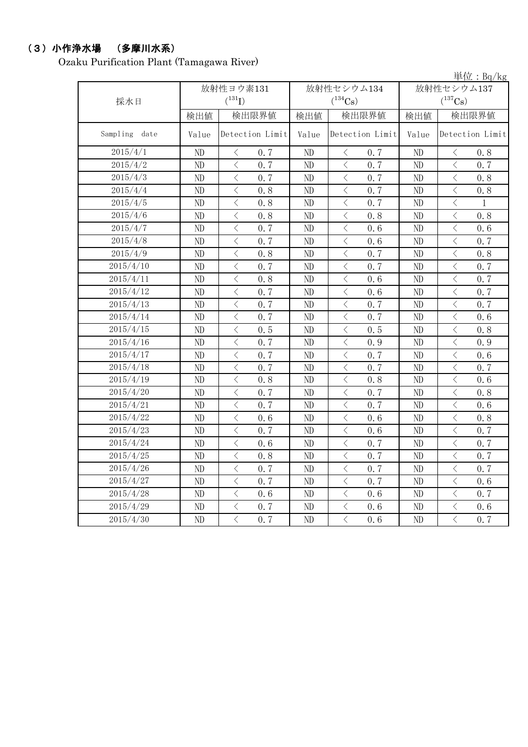## （3）小作浄水場　（多摩川水系）

Ozaku Purification Plant (Tamagawa River)

単位：Bq/kg

| 採水日 | 放射性ヨウ素131 ($^{131}I$) | | 放射性セシウム134 ($^{134}Cs$) | | 放射性セシウム137 ($^{137}Cs$) | |
|---|---|---|---|---|---|---|
| | 検出値 | 検出限界値 | 検出値 | 検出限界値 | 検出値 | 検出限界値 |
| Sampling date | Value | Detection Limit | Value | Detection Limit | Value | Detection Limit |
| 2015/4/1 | ND | ＜ 0.7 | ND | ＜ 0.7 | ND | ＜ 0.8 |
| 2015/4/2 | ND | ＜ 0.7 | ND | ＜ 0.7 | ND | ＜ 0.7 |
| 2015/4/3 | ND | ＜ 0.7 | ND | ＜ 0.7 | ND | ＜ 0.8 |
| 2015/4/4 | ND | ＜ 0.8 | ND | ＜ 0.7 | ND | ＜ 0.8 |
| 2015/4/5 | ND | ＜ 0.8 | ND | ＜ 0.7 | ND | ＜ 1 |
| 2015/4/6 | ND | ＜ 0.8 | ND | ＜ 0.8 | ND | ＜ 0.8 |
| 2015/4/7 | ND | ＜ 0.7 | ND | ＜ 0.6 | ND | ＜ 0.6 |
| 2015/4/8 | ND | ＜ 0.7 | ND | ＜ 0.6 | ND | ＜ 0.7 |
| 2015/4/9 | ND | ＜ 0.8 | ND | ＜ 0.7 | ND | ＜ 0.8 |
| 2015/4/10 | ND | ＜ 0.7 | ND | ＜ 0.7 | ND | ＜ 0.7 |
| 2015/4/11 | ND | ＜ 0.8 | ND | ＜ 0.6 | ND | ＜ 0.7 |
| 2015/4/12 | ND | ＜ 0.7 | ND | ＜ 0.6 | ND | ＜ 0.7 |
| 2015/4/13 | ND | ＜ 0.7 | ND | ＜ 0.7 | ND | ＜ 0.7 |
| 2015/4/14 | ND | ＜ 0.7 | ND | ＜ 0.7 | ND | ＜ 0.6 |
| 2015/4/15 | ND | ＜ 0.5 | ND | ＜ 0.5 | ND | ＜ 0.8 |
| 2015/4/16 | ND | ＜ 0.7 | ND | ＜ 0.9 | ND | ＜ 0.9 |
| 2015/4/17 | ND | ＜ 0.7 | ND | ＜ 0.7 | ND | ＜ 0.6 |
| 2015/4/18 | ND | ＜ 0.7 | ND | ＜ 0.7 | ND | ＜ 0.7 |
| 2015/4/19 | ND | ＜ 0.8 | ND | ＜ 0.8 | ND | ＜ 0.6 |
| 2015/4/20 | ND | ＜ 0.7 | ND | ＜ 0.7 | ND | ＜ 0.8 |
| 2015/4/21 | ND | ＜ 0.7 | ND | ＜ 0.7 | ND | ＜ 0.6 |
| 2015/4/22 | ND | ＜ 0.6 | ND | ＜ 0.6 | ND | ＜ 0.8 |
| 2015/4/23 | ND | ＜ 0.7 | ND | ＜ 0.6 | ND | ＜ 0.7 |
| 2015/4/24 | ND | ＜ 0.6 | ND | ＜ 0.7 | ND | ＜ 0.7 |
| 2015/4/25 | ND | ＜ 0.8 | ND | ＜ 0.7 | ND | ＜ 0.7 |
| 2015/4/26 | ND | ＜ 0.7 | ND | ＜ 0.7 | ND | ＜ 0.7 |
| 2015/4/27 | ND | ＜ 0.7 | ND | ＜ 0.7 | ND | ＜ 0.6 |
| 2015/4/28 | ND | ＜ 0.6 | ND | ＜ 0.6 | ND | ＜ 0.7 |
| 2015/4/29 | ND | ＜ 0.7 | ND | ＜ 0.6 | ND | ＜ 0.6 |
| 2015/4/30 | ND | ＜ 0.7 | ND | ＜ 0.6 | ND | ＜ 0.7 |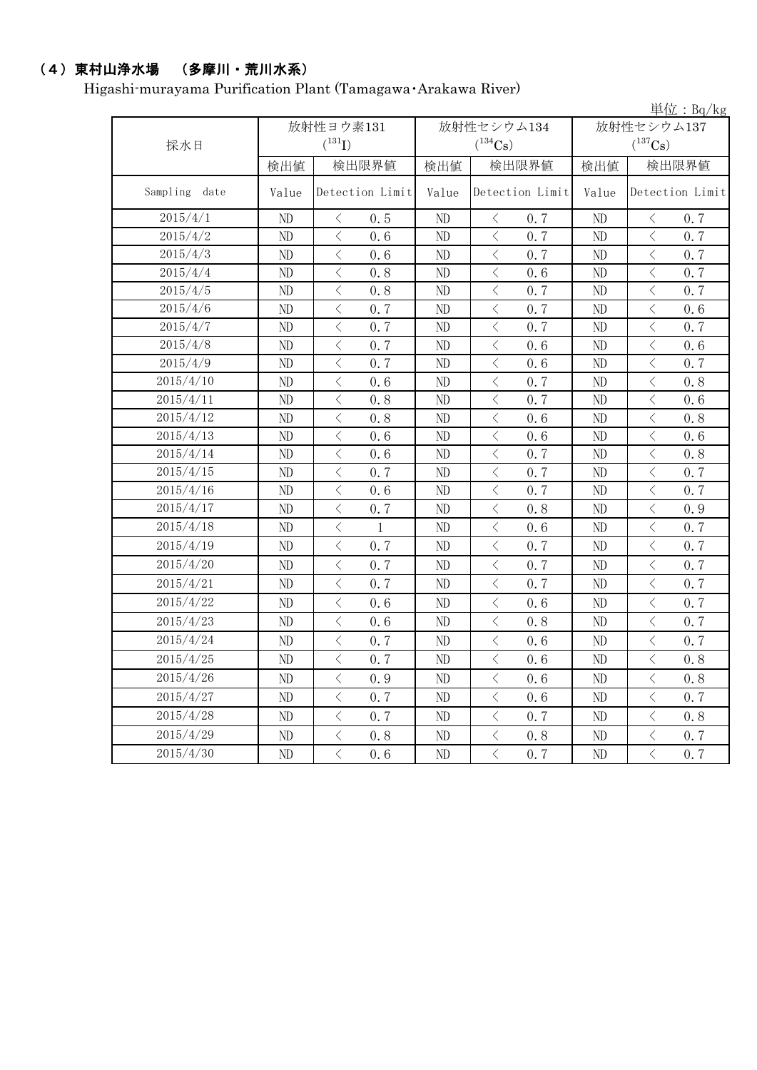## （4）東村山浄水場　（多摩川・荒川水系）

Higashi-murayama Purification Plant (Tamagawa・Arakawa River)

単位：Bq/kg

| 採水日 | 放射性ヨウ素131 ($^{131}$I) | | 放射性セシウム134 ($^{134}$Cs) | | 放射性セシウム137 ($^{137}$Cs) | |
|---|---|---|---|---|---|---|
| | 検出値 | 検出限界値 | 検出値 | 検出限界値 | 検出値 | 検出限界値 |
| Sampling date | Value | Detection Limit | Value | Detection Limit | Value | Detection Limit |
| 2015/4/1 | ND | ＜ 0.5 | ND | ＜ 0.7 | ND | ＜ 0.7 |
| 2015/4/2 | ND | ＜ 0.6 | ND | ＜ 0.7 | ND | ＜ 0.7 |
| 2015/4/3 | ND | ＜ 0.6 | ND | ＜ 0.7 | ND | ＜ 0.7 |
| 2015/4/4 | ND | ＜ 0.8 | ND | ＜ 0.6 | ND | ＜ 0.7 |
| 2015/4/5 | ND | ＜ 0.8 | ND | ＜ 0.7 | ND | ＜ 0.7 |
| 2015/4/6 | ND | ＜ 0.7 | ND | ＜ 0.7 | ND | ＜ 0.6 |
| 2015/4/7 | ND | ＜ 0.7 | ND | ＜ 0.7 | ND | ＜ 0.7 |
| 2015/4/8 | ND | ＜ 0.7 | ND | ＜ 0.6 | ND | ＜ 0.6 |
| 2015/4/9 | ND | ＜ 0.7 | ND | ＜ 0.6 | ND | ＜ 0.7 |
| 2015/4/10 | ND | ＜ 0.6 | ND | ＜ 0.7 | ND | ＜ 0.8 |
| 2015/4/11 | ND | ＜ 0.8 | ND | ＜ 0.7 | ND | ＜ 0.6 |
| 2015/4/12 | ND | ＜ 0.8 | ND | ＜ 0.6 | ND | ＜ 0.8 |
| 2015/4/13 | ND | ＜ 0.6 | ND | ＜ 0.6 | ND | ＜ 0.6 |
| 2015/4/14 | ND | ＜ 0.6 | ND | ＜ 0.7 | ND | ＜ 0.8 |
| 2015/4/15 | ND | ＜ 0.7 | ND | ＜ 0.7 | ND | ＜ 0.7 |
| 2015/4/16 | ND | ＜ 0.6 | ND | ＜ 0.7 | ND | ＜ 0.7 |
| 2015/4/17 | ND | ＜ 0.7 | ND | ＜ 0.8 | ND | ＜ 0.9 |
| 2015/4/18 | ND | ＜ 1 | ND | ＜ 0.6 | ND | ＜ 0.7 |
| 2015/4/19 | ND | ＜ 0.7 | ND | ＜ 0.7 | ND | ＜ 0.7 |
| 2015/4/20 | ND | ＜ 0.7 | ND | ＜ 0.7 | ND | ＜ 0.7 |
| 2015/4/21 | ND | ＜ 0.7 | ND | ＜ 0.7 | ND | ＜ 0.7 |
| 2015/4/22 | ND | ＜ 0.6 | ND | ＜ 0.6 | ND | ＜ 0.7 |
| 2015/4/23 | ND | ＜ 0.6 | ND | ＜ 0.8 | ND | ＜ 0.7 |
| 2015/4/24 | ND | ＜ 0.7 | ND | ＜ 0.6 | ND | ＜ 0.7 |
| 2015/4/25 | ND | ＜ 0.7 | ND | ＜ 0.6 | ND | ＜ 0.8 |
| 2015/4/26 | ND | ＜ 0.9 | ND | ＜ 0.6 | ND | ＜ 0.8 |
| 2015/4/27 | ND | ＜ 0.7 | ND | ＜ 0.6 | ND | ＜ 0.7 |
| 2015/4/28 | ND | ＜ 0.7 | ND | ＜ 0.7 | ND | ＜ 0.8 |
| 2015/4/29 | ND | ＜ 0.8 | ND | ＜ 0.8 | ND | ＜ 0.7 |
| 2015/4/30 | ND | ＜ 0.6 | ND | ＜ 0.7 | ND | ＜ 0.7 |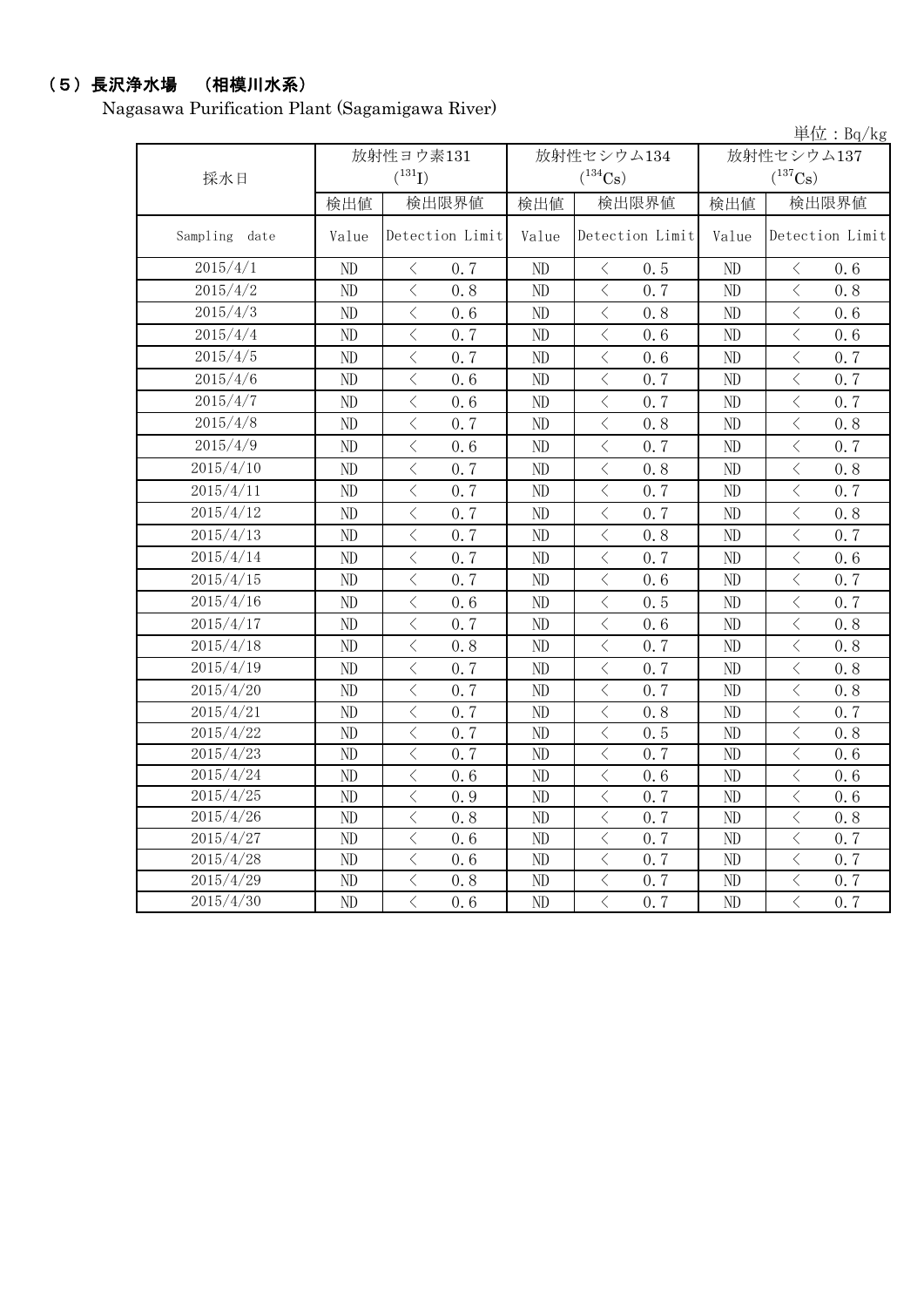## （5）長沢浄水場　（相模川水系）

Nagasawa Purification Plant (Sagamigawa River)

単位：Bq/kg

| 採水日 | 放射性ヨウ素131 ($^{131}I$) | | 放射性セシウム134 ($^{134}Cs$) | | 放射性セシウム137 ($^{137}Cs$) | |
|---|---|---|---|---|---|---|
| | 検出値 | 検出限界値 | 検出値 | 検出限界値 | 検出値 | 検出限界値 |
| Sampling date | Value | Detection Limit | Value | Detection Limit | Value | Detection Limit |
| 2015/4/1 | ND | ＜ 0.7 | ND | ＜ 0.5 | ND | ＜ 0.6 |
| 2015/4/2 | ND | ＜ 0.8 | ND | ＜ 0.7 | ND | ＜ 0.8 |
| 2015/4/3 | ND | ＜ 0.6 | ND | ＜ 0.8 | ND | ＜ 0.6 |
| 2015/4/4 | ND | ＜ 0.7 | ND | ＜ 0.6 | ND | ＜ 0.6 |
| 2015/4/5 | ND | ＜ 0.7 | ND | ＜ 0.6 | ND | ＜ 0.7 |
| 2015/4/6 | ND | ＜ 0.6 | ND | ＜ 0.7 | ND | ＜ 0.7 |
| 2015/4/7 | ND | ＜ 0.6 | ND | ＜ 0.7 | ND | ＜ 0.7 |
| 2015/4/8 | ND | ＜ 0.7 | ND | ＜ 0.8 | ND | ＜ 0.8 |
| 2015/4/9 | ND | ＜ 0.6 | ND | ＜ 0.7 | ND | ＜ 0.7 |
| 2015/4/10 | ND | ＜ 0.7 | ND | ＜ 0.8 | ND | ＜ 0.8 |
| 2015/4/11 | ND | ＜ 0.7 | ND | ＜ 0.7 | ND | ＜ 0.7 |
| 2015/4/12 | ND | ＜ 0.7 | ND | ＜ 0.7 | ND | ＜ 0.8 |
| 2015/4/13 | ND | ＜ 0.7 | ND | ＜ 0.8 | ND | ＜ 0.7 |
| 2015/4/14 | ND | ＜ 0.7 | ND | ＜ 0.7 | ND | ＜ 0.6 |
| 2015/4/15 | ND | ＜ 0.7 | ND | ＜ 0.6 | ND | ＜ 0.7 |
| 2015/4/16 | ND | ＜ 0.6 | ND | ＜ 0.5 | ND | ＜ 0.7 |
| 2015/4/17 | ND | ＜ 0.7 | ND | ＜ 0.6 | ND | ＜ 0.8 |
| 2015/4/18 | ND | ＜ 0.8 | ND | ＜ 0.7 | ND | ＜ 0.8 |
| 2015/4/19 | ND | ＜ 0.7 | ND | ＜ 0.7 | ND | ＜ 0.8 |
| 2015/4/20 | ND | ＜ 0.7 | ND | ＜ 0.7 | ND | ＜ 0.8 |
| 2015/4/21 | ND | ＜ 0.7 | ND | ＜ 0.8 | ND | ＜ 0.7 |
| 2015/4/22 | ND | ＜ 0.7 | ND | ＜ 0.5 | ND | ＜ 0.8 |
| 2015/4/23 | ND | ＜ 0.7 | ND | ＜ 0.7 | ND | ＜ 0.6 |
| 2015/4/24 | ND | ＜ 0.6 | ND | ＜ 0.6 | ND | ＜ 0.6 |
| 2015/4/25 | ND | ＜ 0.9 | ND | ＜ 0.7 | ND | ＜ 0.6 |
| 2015/4/26 | ND | ＜ 0.8 | ND | ＜ 0.7 | ND | ＜ 0.8 |
| 2015/4/27 | ND | ＜ 0.6 | ND | ＜ 0.7 | ND | ＜ 0.7 |
| 2015/4/28 | ND | ＜ 0.6 | ND | ＜ 0.7 | ND | ＜ 0.7 |
| 2015/4/29 | ND | ＜ 0.8 | ND | ＜ 0.7 | ND | ＜ 0.7 |
| 2015/4/30 | ND | ＜ 0.6 | ND | ＜ 0.7 | ND | ＜ 0.7 |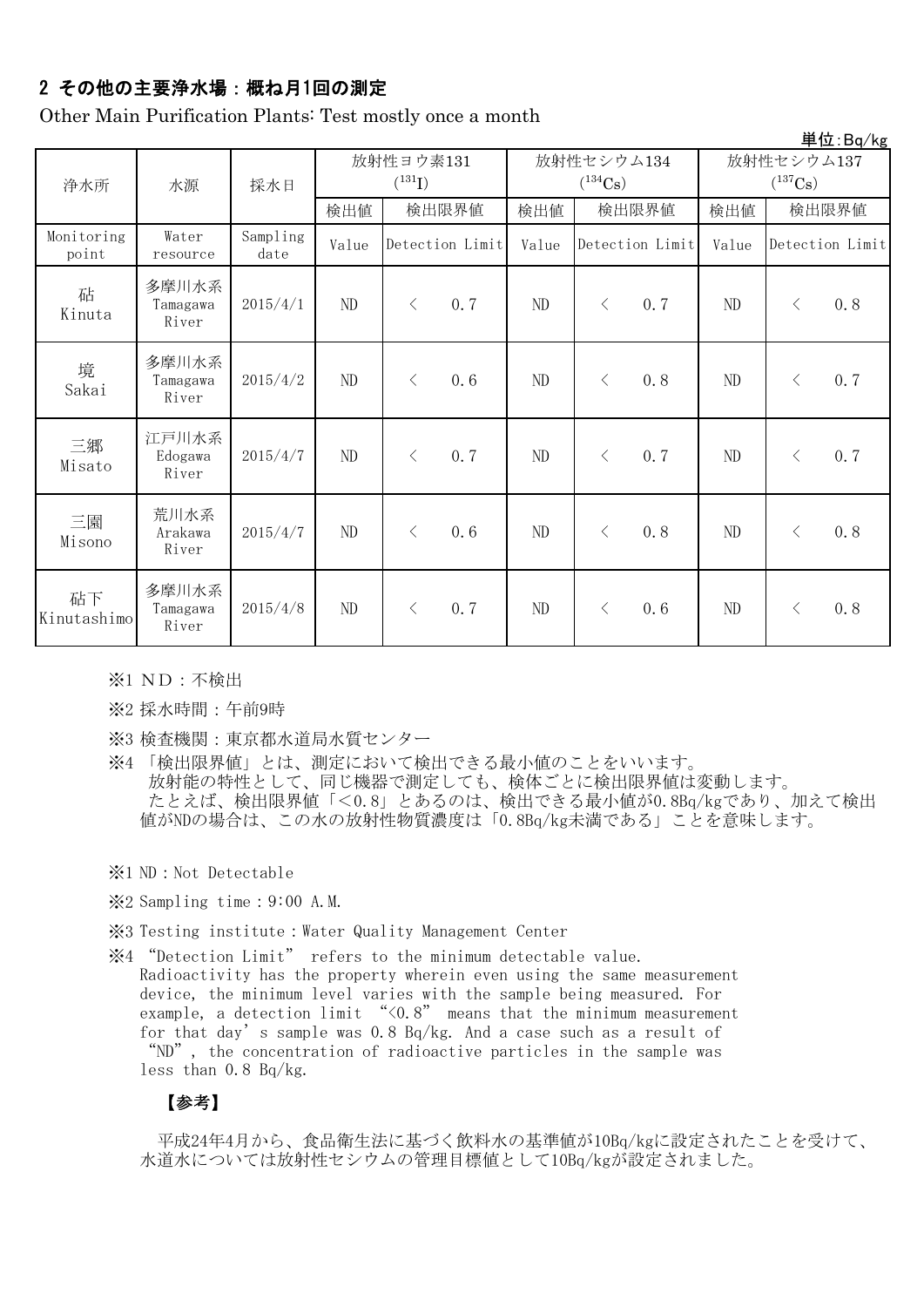## 2 その他の主要浄水場：概ね月1回の測定

Other Main Purification Plants: Test mostly once a month

単位：Bq/kg

| 浄水所 | 水源 | 採水日 | 放射性ヨウ素131 ($^{131}I$) | | 放射性セシウム134 ($^{134}Cs$) | | 放射性セシウム137 ($^{137}Cs$) | |
|---|---|---|---|---|---|---|---|---|
| | | | 検出値 | 検出限界値 | 検出値 | 検出限界値 | 検出値 | 検出限界値 |
| Monitoring point | Water resource | Sampling date | Value | Detection Limit | Value | Detection Limit | Value | Detection Limit |
| 砧 Kinuta | 多摩川水系 Tamagawa River | 2015/4/1 | ND | < 0.7 | ND | < 0.7 | ND | < 0.8 |
| 境 Sakai | 多摩川水系 Tamagawa River | 2015/4/2 | ND | < 0.6 | ND | < 0.8 | ND | < 0.7 |
| 三郷 Misato | 江戸川水系 Edogawa River | 2015/4/7 | ND | < 0.7 | ND | < 0.7 | ND | < 0.7 |
| 三園 Misono | 荒川水系 Arakawa River | 2015/4/7 | ND | < 0.6 | ND | < 0.8 | ND | < 0.8 |
| 砧下 Kinutashimo | 多摩川水系 Tamagawa River | 2015/4/8 | ND | < 0.7 | ND | < 0.6 | ND | < 0.8 |

※1 ＮＤ：不検出

※2 採水時間：午前9時

※3 検査機関：東京都水道局水質センター

※4 「検出限界値」とは、測定において検出できる最小値のことをいいます。
　放射能の特性として、同じ機器で測定しても、検体ごとに検出限界値は変動します。
　たとえば、検出限界値「<0.8」とあるのは、検出できる最小値が0.8Bq/kgであり、加えて検出値がNDの場合は、この水の放射性物質濃度は「0.8Bq/kg未満である」ことを意味します。

※1 ND：Not Detectable

※2 Sampling time：9:00 A.M.

※3 Testing institute：Water Quality Management Center

※4 "Detection Limit" refers to the minimum detectable value.
Radioactivity has the property wherein even using the same measurement device, the minimum level varies with the sample being measured. For example, a detection limit "<0.8" means that the minimum measurement for that day's sample was 0.8 Bq/kg. And a case such as a result of "ND", the concentration of radioactive particles in the sample was less than 0.8 Bq/kg.

**【参考】**

平成24年4月から、食品衛生法に基づく飲料水の基準値が10Bq/kgに設定されたことを受けて、水道水については放射性セシウムの管理目標値として10Bq/kgが設定されました。